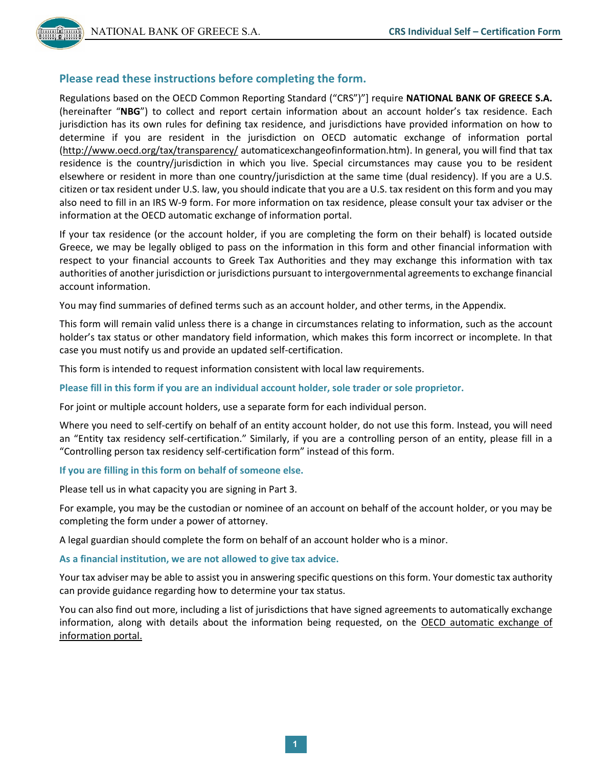## Please read these instructions before completing the form.

Regulations based on the OECD Common Reporting Standard ("CRS")"] require **NATIONAL BANK OF GREECE S.A.** (hereinafter "**NBG**") to collect and report certain information about an account holder's tax residence. Each jurisdiction has its own rules for defining tax residence, and jurisdictions have provided information on how to determine if you are resident in the jurisdiction on OECD automatic exchange of information portal (http://www.oecd.org/tax/transparency/ automaticexchangeofinformation.htm). In general, you will find that tax residence is the country/jurisdiction in which you live. Special circumstances may cause you to be resident elsewhere or resident in more than one country/jurisdiction at the same time (dual residency). If you are a U.S. citizen or tax resident under U.S. law, you should indicate that you are a U.S. tax resident on this form and you may also need to fill in an IRS W-9 form. For more information on tax residence, please consult your tax adviser or the information at the OECD automatic exchange of information portal.

If your tax residence (or the account holder, if you are completing the form on their behalf) is located outside Greece, we may be legally obliged to pass on the information in this form and other financial information with respect to your financial accounts to Greek Tax Authorities and they may exchange this information with tax authorities of another jurisdiction or jurisdictions pursuant to intergovernmental agreements to exchange financial account information.

You may find summaries of defined terms such as an account holder, and other terms, in the Appendix.

This form will remain valid unless there is a change in circumstances relating to information, such as the account holder's tax status or other mandatory field information, which makes this form incorrect or incomplete. In that case you must notify us and provide an updated self-certification.

This form is intended to request information consistent with local law requirements.

### Please fill in this form if you are an individual account holder, sole trader or sole proprietor.

For joint or multiple account holders, use a separate form for each individual person.

Where you need to self-certify on behalf of an entity account holder, do not use this form. Instead, you will need an "Entity tax residency self-certification." Similarly, if you are a controlling person of an entity, please fill in a "Controlling person tax residency self-certification form" instead of this form.

### If you are filling in this form on behalf of someone else.

Please tell us in what capacity you are signing in Part 3.

For example, you may be the custodian or nominee of an account on behalf of the account holder, or you may be completing the form under a power of attorney.

A legal guardian should complete the form on behalf of an account holder who is a minor.

### As a financial institution, we are not allowed to give tax advice.

Your tax adviser may be able to assist you in answering specific questions on this form. Your domestic tax authority can provide guidance regarding how to determine your tax status.

You can also find out more, including a list of jurisdictions that have signed agreements to automatically exchange information, along with details about the information being requested, on the OECD automatic exchange of information portal.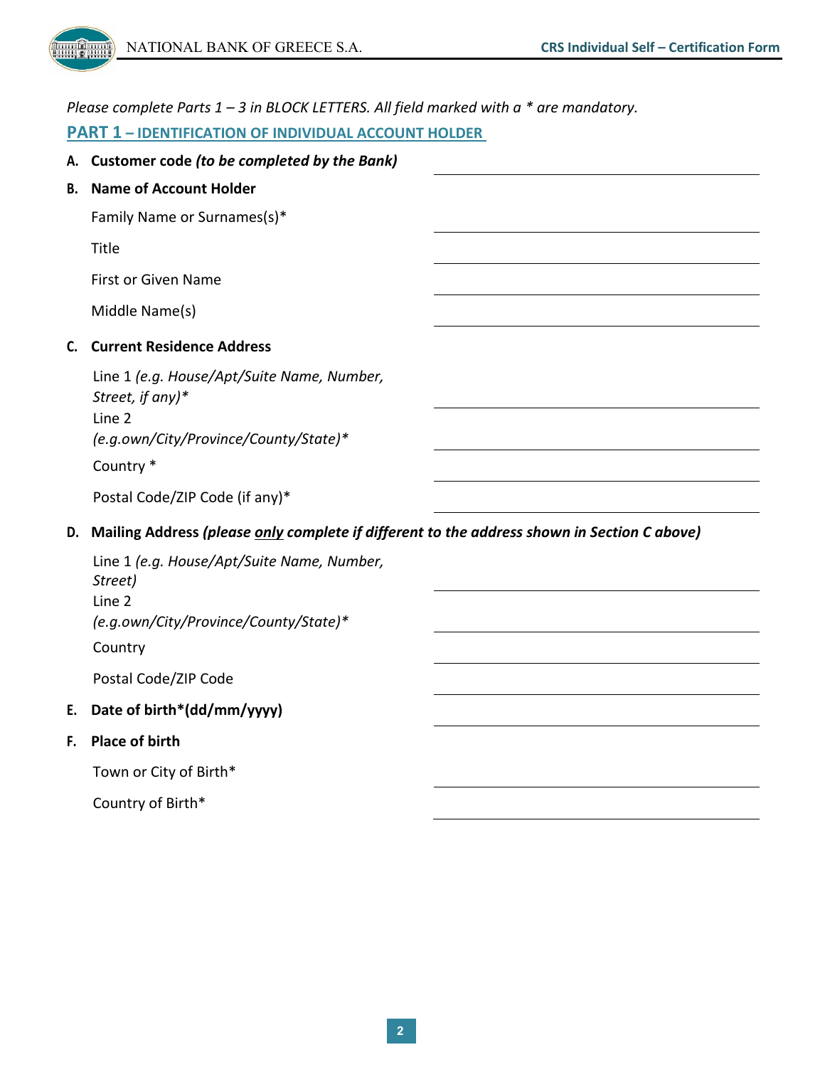*Please complete Parts 1 – 3 in BLOCK LETTERS. All field marked with a * are mandatory.*

## PART 1 – IDENTIFICATION OF INDIVIDUAL ACCOUNT HOLDER

**A. Customer code *(to be completed by the Bank)*** \_\_\_\_\_\_\_\_\_\_\_\_\_\_\_\_\_\_\_\_

**B. Name of Account Holder**

Family Name or Surnames(s)* \_\_\_\_\_\_\_\_\_\_\_\_\_\_\_\_\_\_\_\_

Title \_\_\_\_\_\_\_\_\_\_\_\_\_\_\_\_\_\_\_\_

First or Given Name \_\_\_\_\_\_\_\_\_\_\_\_\_\_\_\_\_\_\_\_

Middle Name(s) \_\_\_\_\_\_\_\_\_\_\_\_\_\_\_\_\_\_\_\_

**C. Current Residence Address**

Line 1 *(e.g. House/Apt/Suite Name, Number, Street, if any)** \_\_\_\_\_\_\_\_\_\_\_\_\_\_\_\_\_\_\_\_

Line 2 *(e.g.own/City/Province/County/State)** \_\_\_\_\_\_\_\_\_\_\_\_\_\_\_\_\_\_\_\_

Country * \_\_\_\_\_\_\_\_\_\_\_\_\_\_\_\_\_\_\_\_

Postal Code/ZIP Code (if any)* \_\_\_\_\_\_\_\_\_\_\_\_\_\_\_\_\_\_\_\_

**D. Mailing Address *(please only complete if different to the address shown in Section C above)***

Line 1 *(e.g. House/Apt/Suite Name, Number, Street)* \_\_\_\_\_\_\_\_\_\_\_\_\_\_\_\_\_\_\_\_

Line 2 *(e.g.own/City/Province/County/State)** \_\_\_\_\_\_\_\_\_\_\_\_\_\_\_\_\_\_\_\_

Country \_\_\_\_\_\_\_\_\_\_\_\_\_\_\_\_\_\_\_\_

Postal Code/ZIP Code \_\_\_\_\_\_\_\_\_\_\_\_\_\_\_\_\_\_\_\_

**E. Date of birth*(dd/mm/yyyy)** \_\_\_\_\_\_\_\_\_\_\_\_\_\_\_\_\_\_\_\_

**F. Place of birth**

Town or City of Birth* \_\_\_\_\_\_\_\_\_\_\_\_\_\_\_\_\_\_\_\_

Country of Birth* \_\_\_\_\_\_\_\_\_\_\_\_\_\_\_\_\_\_\_\_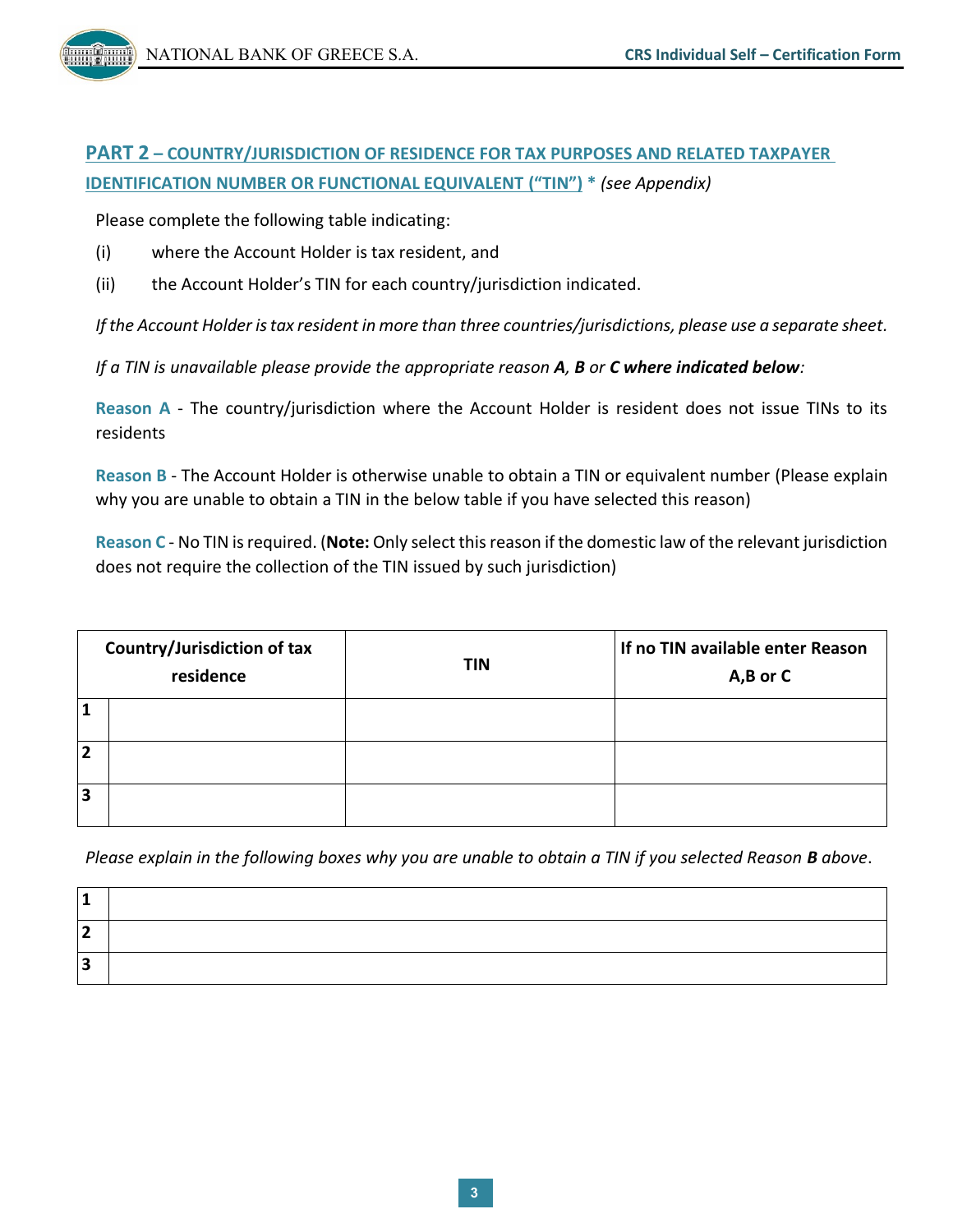## PART 2 – COUNTRY/JURISDICTION OF RESIDENCE FOR TAX PURPOSES AND RELATED TAXPAYER IDENTIFICATION NUMBER OR FUNCTIONAL EQUIVALENT (“TIN”) * *(see Appendix)*

Please complete the following table indicating:

(i) where the Account Holder is tax resident, and

(ii) the Account Holder’s TIN for each country/jurisdiction indicated.

*If the Account Holder is tax resident in more than three countries/jurisdictions, please use a separate sheet.*

*If a TIN is unavailable please provide the appropriate reason **A, B** or **C where indicated below**:*

**Reason A** - The country/jurisdiction where the Account Holder is resident does not issue TINs to its residents

**Reason B** - The Account Holder is otherwise unable to obtain a TIN or equivalent number (Please explain why you are unable to obtain a TIN in the below table if you have selected this reason)

**Reason C** - No TIN is required. (**Note:** Only select this reason if the domestic law of the relevant jurisdiction does not require the collection of the TIN issued by such jurisdiction)

| | Country/Jurisdiction of tax residence | TIN | If no TIN available enter Reason A,B or C |
|---|---|---|---|
| **1** | | | |
| **2** | | | |
| **3** | | | |

*Please explain in the following boxes why you are unable to obtain a TIN if you selected Reason **B** above.*

| | |
|---|---|
| **1** | |
| **2** | |
| **3** | |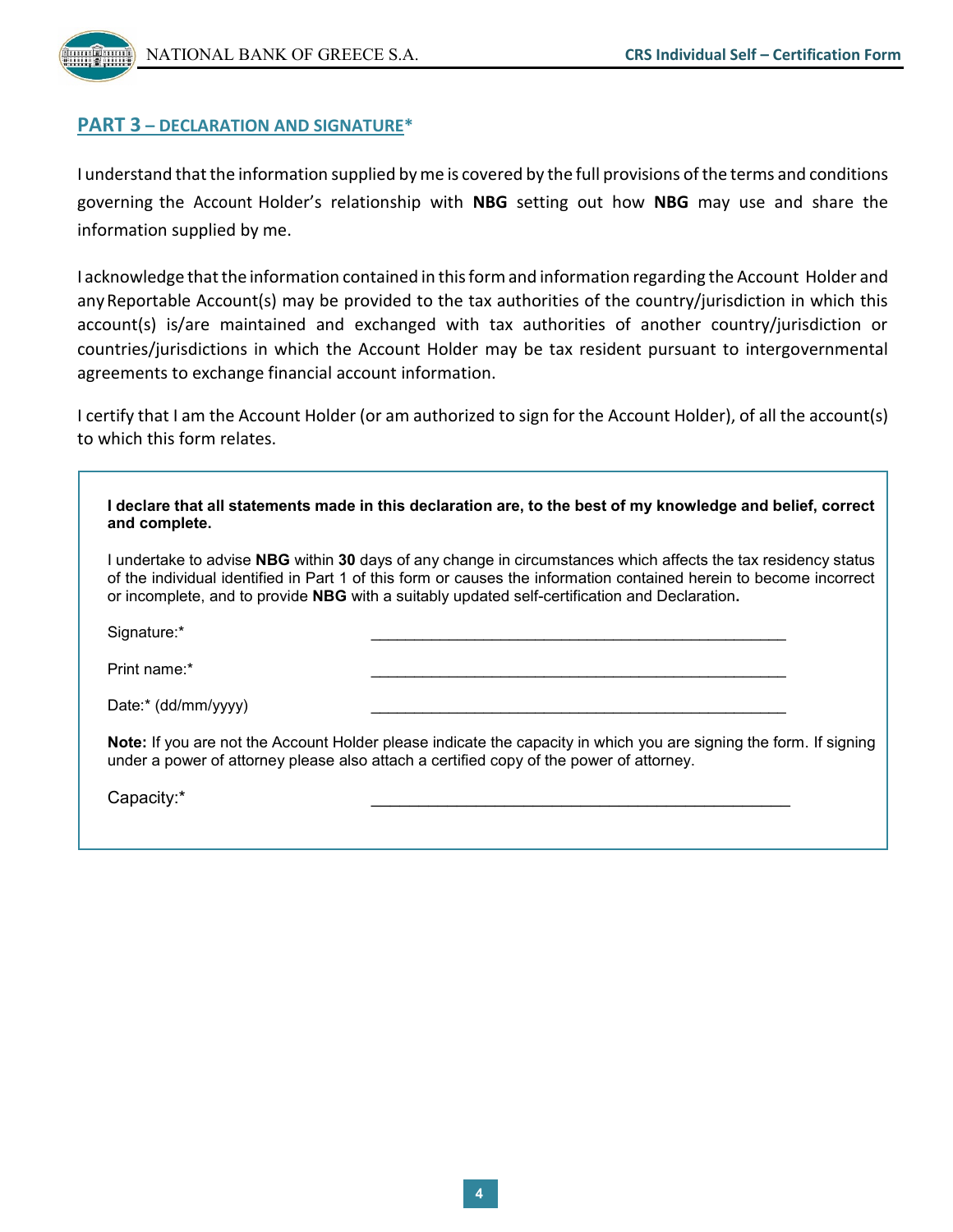## PART 3 – DECLARATION AND SIGNATURE*

I understand that the information supplied by me is covered by the full provisions of the terms and conditions governing the Account Holder's relationship with **NBG** setting out how **NBG** may use and share the information supplied by me.

I acknowledge that the information contained in this form and information regarding the Account Holder and any Reportable Account(s) may be provided to the tax authorities of the country/jurisdiction in which this account(s) is/are maintained and exchanged with tax authorities of another country/jurisdiction or countries/jurisdictions in which the Account Holder may be tax resident pursuant to intergovernmental agreements to exchange financial account information.

I certify that I am the Account Holder (or am authorized to sign for the Account Holder), of all the account(s) to which this form relates.

**I declare that all statements made in this declaration are, to the best of my knowledge and belief, correct and complete.**

I undertake to advise **NBG** within **30** days of any change in circumstances which affects the tax residency status of the individual identified in Part 1 of this form or causes the information contained herein to become incorrect or incomplete, and to provide **NBG** with a suitably updated self-certification and Declaration**.**

Signature:* _______________________________________________

Print name:* _______________________________________________

Date:* (dd/mm/yyyy) _______________________________________________

**Note:** If you are not the Account Holder please indicate the capacity in which you are signing the form. If signing under a power of attorney please also attach a certified copy of the power of attorney.

Capacity:* _______________________________________________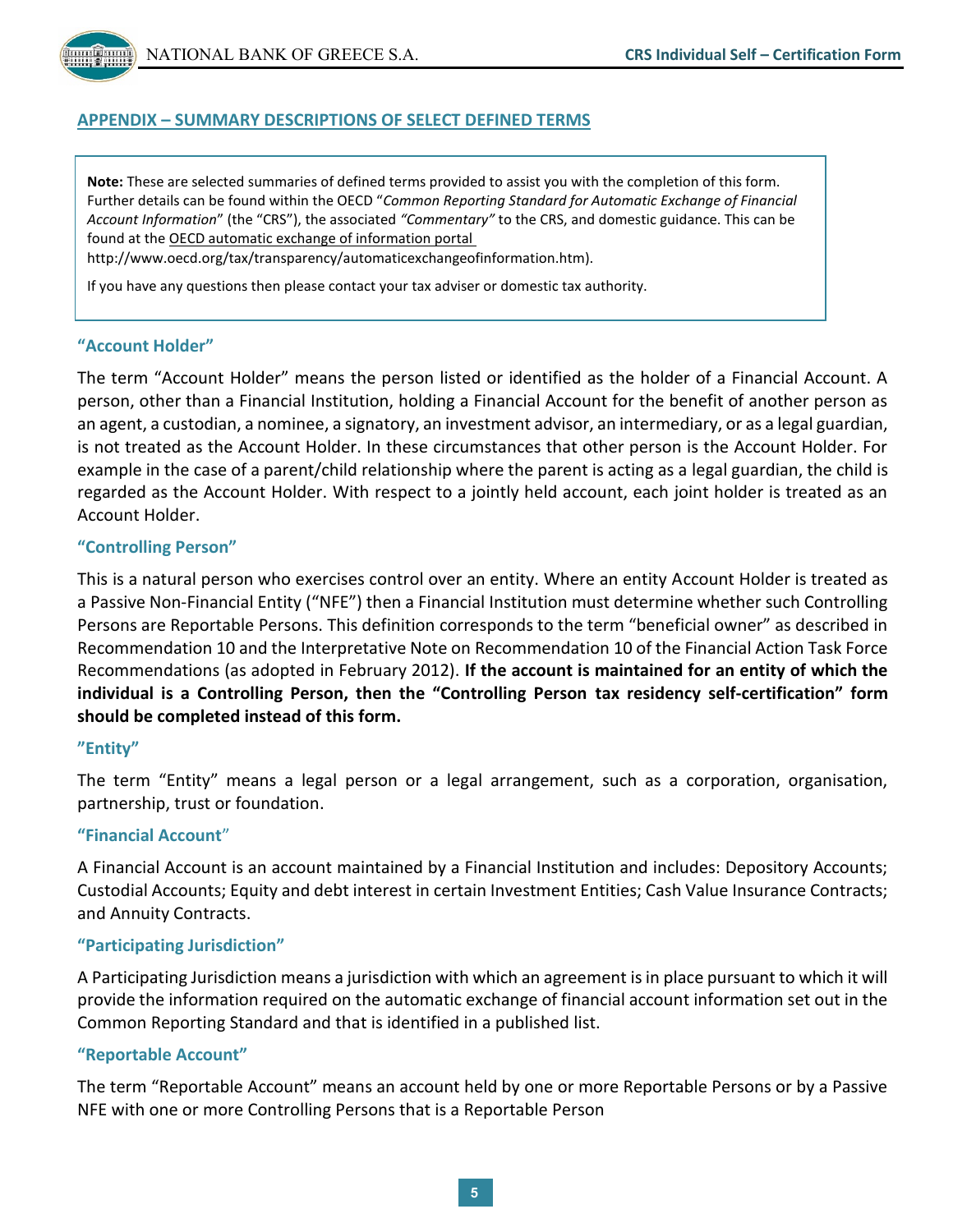## APPENDIX – SUMMARY DESCRIPTIONS OF SELECT DEFINED TERMS

> **Note:** These are selected summaries of defined terms provided to assist you with the completion of this form. Further details can be found within the OECD "*Common Reporting Standard for Automatic Exchange of Financial Account Information*" (the "CRS"), the associated *"Commentary"* to the CRS, and domestic guidance. This can be found at the OECD automatic exchange of information portal http://www.oecd.org/tax/transparency/automaticexchangeofinformation.htm).
>
> If you have any questions then please contact your tax adviser or domestic tax authority.

### "Account Holder"

The term "Account Holder" means the person listed or identified as the holder of a Financial Account. A person, other than a Financial Institution, holding a Financial Account for the benefit of another person as an agent, a custodian, a nominee, a signatory, an investment advisor, an intermediary, or as a legal guardian, is not treated as the Account Holder. In these circumstances that other person is the Account Holder. For example in the case of a parent/child relationship where the parent is acting as a legal guardian, the child is regarded as the Account Holder. With respect to a jointly held account, each joint holder is treated as an Account Holder.

### "Controlling Person"

This is a natural person who exercises control over an entity. Where an entity Account Holder is treated as a Passive Non-Financial Entity ("NFE") then a Financial Institution must determine whether such Controlling Persons are Reportable Persons. This definition corresponds to the term "beneficial owner" as described in Recommendation 10 and the Interpretative Note on Recommendation 10 of the Financial Action Task Force Recommendations (as adopted in February 2012). **If the account is maintained for an entity of which the individual is a Controlling Person, then the "Controlling Person tax residency self-certification" form should be completed instead of this form.**

### "Entity"

The term "Entity" means a legal person or a legal arrangement, such as a corporation, organisation, partnership, trust or foundation.

### "Financial Account"

A Financial Account is an account maintained by a Financial Institution and includes: Depository Accounts; Custodial Accounts; Equity and debt interest in certain Investment Entities; Cash Value Insurance Contracts; and Annuity Contracts.

### "Participating Jurisdiction"

A Participating Jurisdiction means a jurisdiction with which an agreement is in place pursuant to which it will provide the information required on the automatic exchange of financial account information set out in the Common Reporting Standard and that is identified in a published list.

### "Reportable Account"

The term "Reportable Account" means an account held by one or more Reportable Persons or by a Passive NFE with one or more Controlling Persons that is a Reportable Person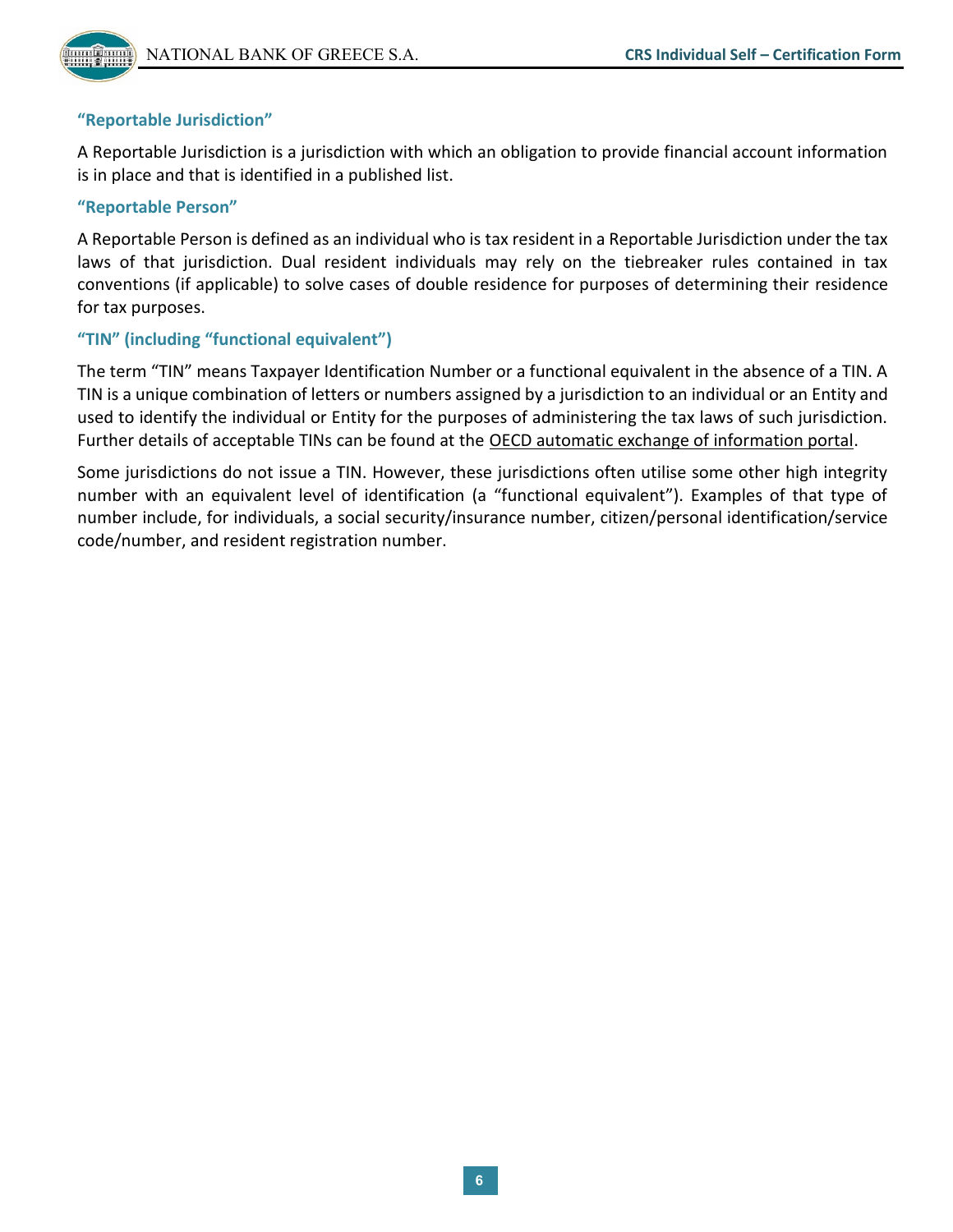### "Reportable Jurisdiction"

A Reportable Jurisdiction is a jurisdiction with which an obligation to provide financial account information is in place and that is identified in a published list.

### "Reportable Person"

A Reportable Person is defined as an individual who is tax resident in a Reportable Jurisdiction under the tax laws of that jurisdiction. Dual resident individuals may rely on the tiebreaker rules contained in tax conventions (if applicable) to solve cases of double residence for purposes of determining their residence for tax purposes.

### "TIN" (including "functional equivalent")

The term "TIN" means Taxpayer Identification Number or a functional equivalent in the absence of a TIN. A TIN is a unique combination of letters or numbers assigned by a jurisdiction to an individual or an Entity and used to identify the individual or Entity for the purposes of administering the tax laws of such jurisdiction. Further details of acceptable TINs can be found at the OECD automatic exchange of information portal.

Some jurisdictions do not issue a TIN. However, these jurisdictions often utilise some other high integrity number with an equivalent level of identification (a "functional equivalent"). Examples of that type of number include, for individuals, a social security/insurance number, citizen/personal identification/service code/number, and resident registration number.